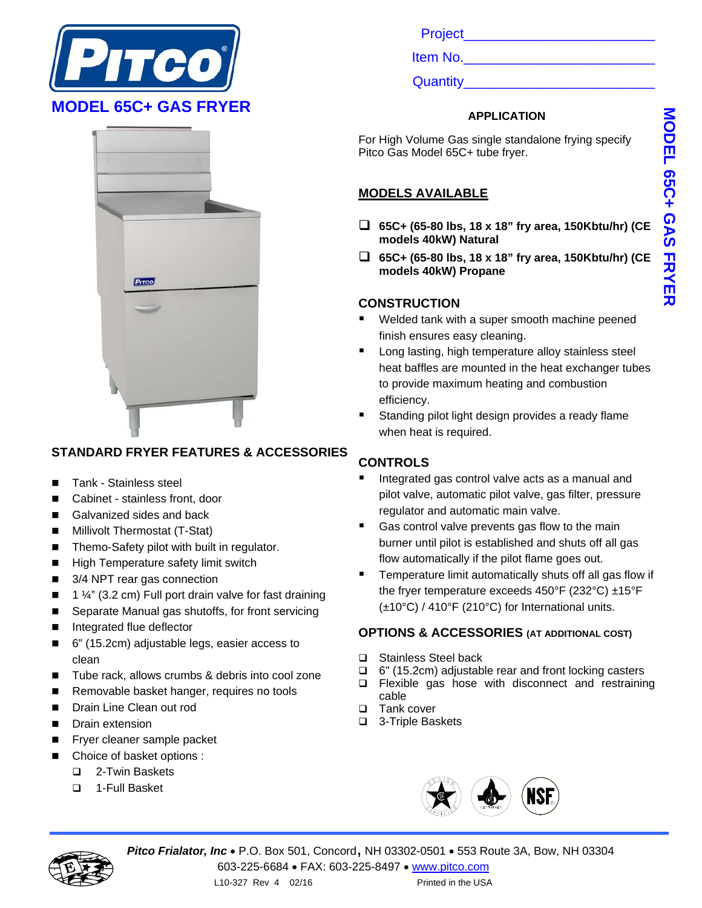# MODEL 65C+ GAS FRYER

Project_______________________

Item No._______________________

Quantity_______________________

### APPLICATION

For High Volume Gas single standalone frying specify Pitco Gas Model 65C+ tube fryer.

### MODELS AVAILABLE

- ☐ **65C+ (65-80 lbs, 18 x 18" fry area, 150Kbtu/hr) (CE models 40kW) Natural**
- ☐ **65C+ (65-80 lbs, 18 x 18" fry area, 150Kbtu/hr) (CE models 40kW) Propane**

### CONSTRUCTION

- Welded tank with a super smooth machine peened finish ensures easy cleaning.
- Long lasting, high temperature alloy stainless steel heat baffles are mounted in the heat exchanger tubes to provide maximum heating and combustion efficiency.
- Standing pilot light design provides a ready flame when heat is required.

### STANDARD FRYER FEATURES & ACCESSORIES

- Tank - Stainless steel
- Cabinet - stainless front, door
- Galvanized sides and back
- Millivolt Thermostat (T-Stat)
- Themo-Safety pilot with built in regulator.
- High Temperature safety limit switch
- 3/4 NPT rear gas connection
- 1 ¼" (3.2 cm) Full port drain valve for fast draining
- Separate Manual gas shutoffs, for front servicing
- Integrated flue deflector
- 6" (15.2cm) adjustable legs, easier access to clean
- Tube rack, allows crumbs & debris into cool zone
- Removable basket hanger, requires no tools
- Drain Line Clean out rod
- Drain extension
- Fryer cleaner sample packet
- Choice of basket options :
  - ☐ 2-Twin Baskets
  - ☐ 1-Full Basket

### CONTROLS

- Integrated gas control valve acts as a manual and pilot valve, automatic pilot valve, gas filter, pressure regulator and automatic main valve.
- Gas control valve prevents gas flow to the main burner until pilot is established and shuts off all gas flow automatically if the pilot flame goes out.
- Temperature limit automatically shuts off all gas flow if the fryer temperature exceeds 450°F (232°C) ±15°F (±10°C) / 410°F (210°C) for International units.

### OPTIONS & ACCESSORIES (AT ADDITIONAL COST)

- ☐ Stainless Steel back
- ☐ 6" (15.2cm) adjustable rear and front locking casters
- ☐ Flexible gas hose with disconnect and restraining cable
- ☐ Tank cover
- ☐ 3-Triple Baskets

***Pitco Frialator, Inc*** • P.O. Box 501, Concord, NH 03302-0501 • 553 Route 3A, Bow, NH 03304
603-225-6684 • FAX: 603-225-8497 • www.pitco.com

L10-327 Rev 4 02/16 Printed in the USA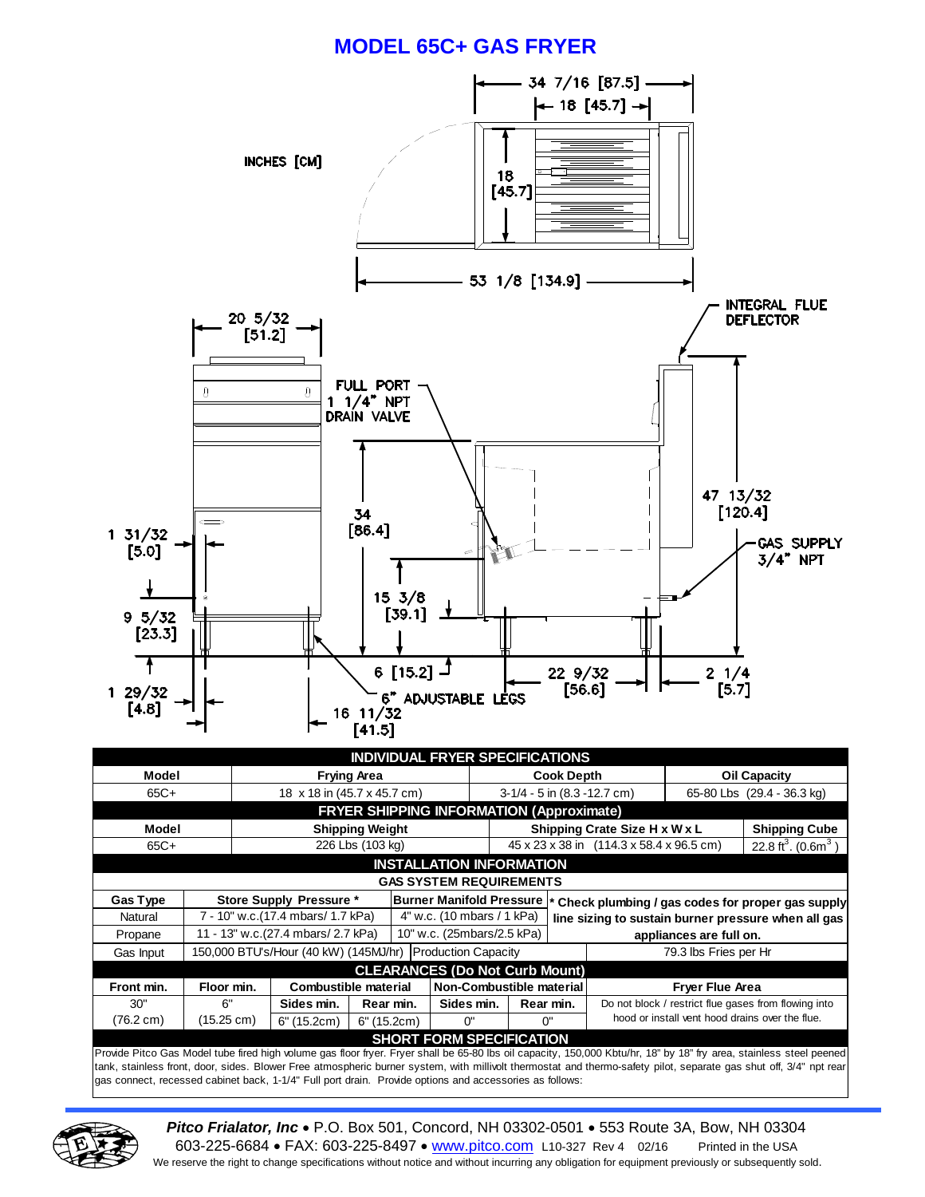# MODEL 65C+ GAS FRYER

INCHES [CM]

34 7/16 [87.5]
18 [45.7]
18 [45.7]
53 1/8 [134.9]
20 5/32 [51.2]
FULL PORT 1 1/4" NPT DRAIN VALVE
INTEGRAL FLUE DEFLECTOR
34 [86.4]
47 13/32 [120.4]
1 31/32 [5.0]
GAS SUPPLY 3/4" NPT
15 3/8 [39.1]
9 5/32 [23.3]
6 [15.2]
22 9/32 [56.6]
2 1/4 [5.7]
1 29/32 [4.8]
6" ADJUSTABLE LEGS
16 11/32 [41.5]

## INDIVIDUAL FRYER SPECIFICATIONS

| Model | Frying Area | Cook Depth | Oil Capacity |
|---|---|---|---|
| 65C+ | 18 x 18 in (45.7 x 45.7 cm) | 3-1/4 - 5 in (8.3 -12.7 cm) | 65-80 Lbs (29.4 - 36.3 kg) |

## FRYER SHIPPING INFORMATION (Approximate)

| Model | Shipping Weight | Shipping Crate Size H x W x L | Shipping Cube |
|---|---|---|---|
| 65C+ | 226 Lbs (103 kg) | 45 x 23 x 38 in (114.3 x 58.4 x 96.5 cm) | 22.8 ft$^3$. (0.6m$^3$) |

## INSTALLATION INFORMATION

### GAS SYSTEM REQUIREMENTS

| Gas Type | Store Supply Pressure * | Burner Manifold Pressure | * Check plumbing / gas codes for proper gas supply line sizing to sustain burner pressure when all gas appliances are full on. |
|---|---|---|---|
| Natural | 7 - 10" w.c.(17.4 mbars/ 1.7 kPa) | 4" w.c. (10 mbars / 1 kPa) | |
| Propane | 11 - 13" w.c.(27.4 mbars/ 2.7 kPa) | 10" w.c. (25mbars/2.5 kPa) | |
| Gas Input | 150,000 BTU's/Hour (40 kW) (145MJ/hr) | Production Capacity | 79.3 lbs Fries per Hr |

### CLEARANCES (Do Not Curb Mount)

| Front min. | Floor min. | Combustible material | | Non-Combustible material | | Fryer Flue Area |
|---|---|---|---|---|---|---|
| | | Sides min. | Rear min. | Sides min. | Rear min. | Do not block / restrict flue gases from flowing into hood or install vent hood drains over the flue. |
| 30" (76.2 cm) | 6" (15.25 cm) | 6" (15.2cm) | 6" (15.2cm) | 0" | 0" | |

## SHORT FORM SPECIFICATION

Provide Pitco Gas Model tube fired high volume gas floor fryer. Fryer shall be 65-80 lbs oil capacity, 150,000 Kbtu/hr, 18" by 18" fry area, stainless steel peened tank, stainless front, door, sides. Blower Free atmospheric burner system, with millivolt thermostat and thermo-safety pilot, separate gas shut off, 3/4" npt rear gas connect, recessed cabinet back, 1-1/4" Full port drain. Provide options and accessories as follows:

***Pitco Frialator, Inc*** • P.O. Box 501, Concord, NH 03302-0501 • 553 Route 3A, Bow, NH 03304
603-225-6684 • FAX: 603-225-8497 • www.pitco.com L10-327 Rev 4 02/16 Printed in the USA
We reserve the right to change specifications without notice and without incurring any obligation for equipment previously or subsequently sold.